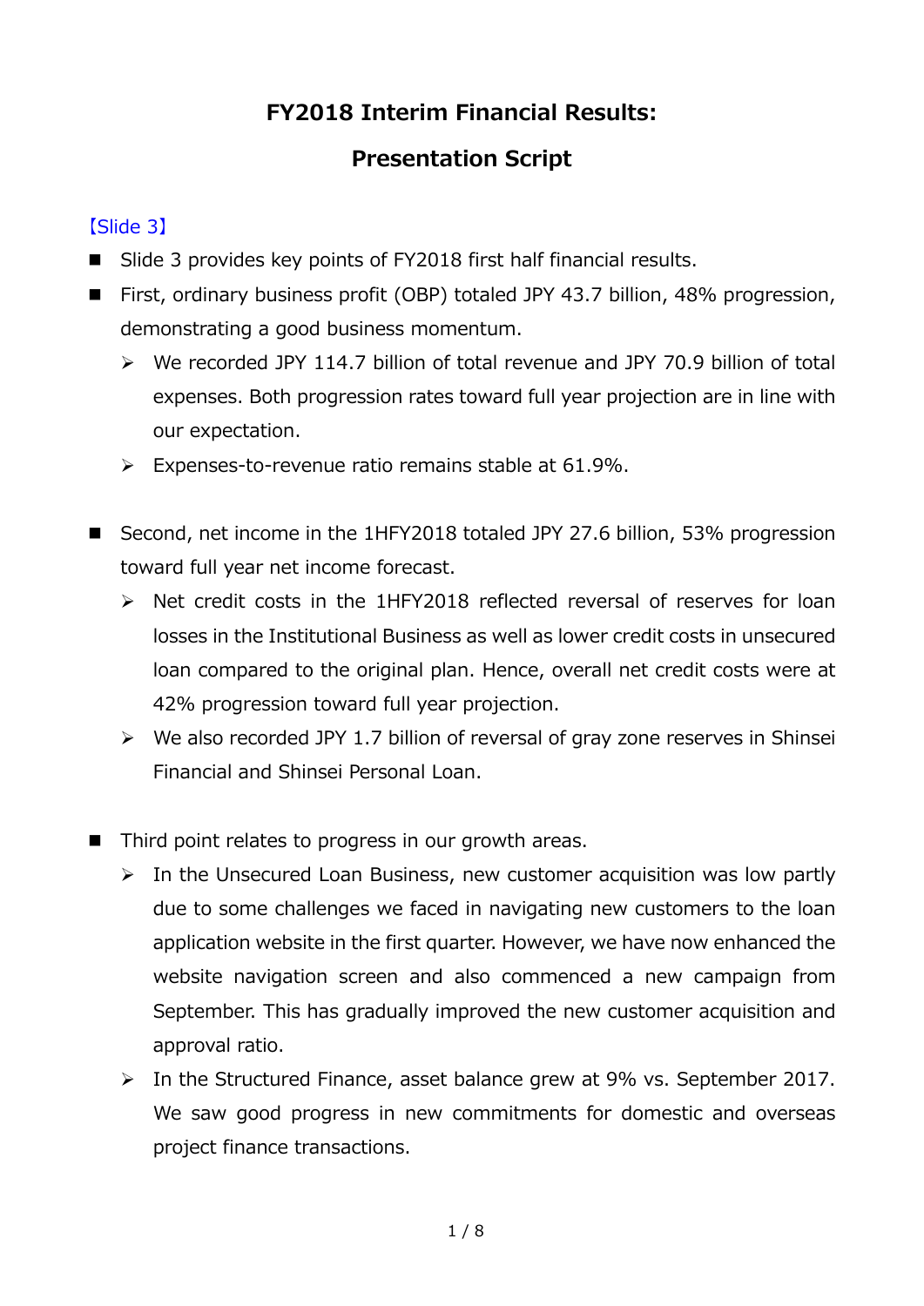# FY2018 Interim Financial Results:

# Presentation Script

【Slide 3】

- Slide 3 provides key points of FY2018 first half financial results.
- First, ordinary business profit (OBP) totaled JPY 43.7 billion, 48% progression, demonstrating a good business momentum.
  - We recorded JPY 114.7 billion of total revenue and JPY 70.9 billion of total expenses. Both progression rates toward full year projection are in line with our expectation.
  - Expenses-to-revenue ratio remains stable at 61.9%.

- Second, net income in the 1HFY2018 totaled JPY 27.6 billion, 53% progression toward full year net income forecast.
  - Net credit costs in the 1HFY2018 reflected reversal of reserves for loan losses in the Institutional Business as well as lower credit costs in unsecured loan compared to the original plan. Hence, overall net credit costs were at 42% progression toward full year projection.
  - We also recorded JPY 1.7 billion of reversal of gray zone reserves in Shinsei Financial and Shinsei Personal Loan.

- Third point relates to progress in our growth areas.
  - In the Unsecured Loan Business, new customer acquisition was low partly due to some challenges we faced in navigating new customers to the loan application website in the first quarter. However, we have now enhanced the website navigation screen and also commenced a new campaign from September. This has gradually improved the new customer acquisition and approval ratio.
  - In the Structured Finance, asset balance grew at 9% vs. September 2017. We saw good progress in new commitments for domestic and overseas project finance transactions.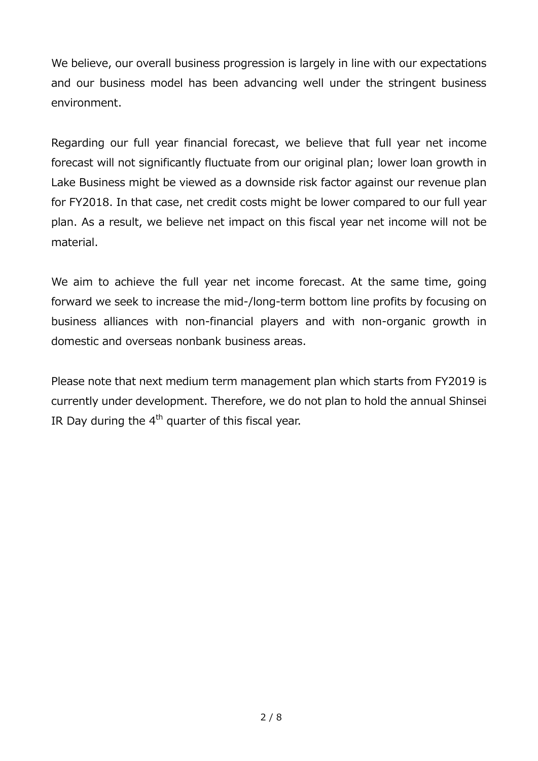We believe, our overall business progression is largely in line with our expectations and our business model has been advancing well under the stringent business environment.

Regarding our full year financial forecast, we believe that full year net income forecast will not significantly fluctuate from our original plan; lower loan growth in Lake Business might be viewed as a downside risk factor against our revenue plan for FY2018. In that case, net credit costs might be lower compared to our full year plan. As a result, we believe net impact on this fiscal year net income will not be material.

We aim to achieve the full year net income forecast. At the same time, going forward we seek to increase the mid-/long-term bottom line profits by focusing on business alliances with non-financial players and with non-organic growth in domestic and overseas nonbank business areas.

Please note that next medium term management plan which starts from FY2019 is currently under development. Therefore, we do not plan to hold the annual Shinsei IR Day during the 4th quarter of this fiscal year.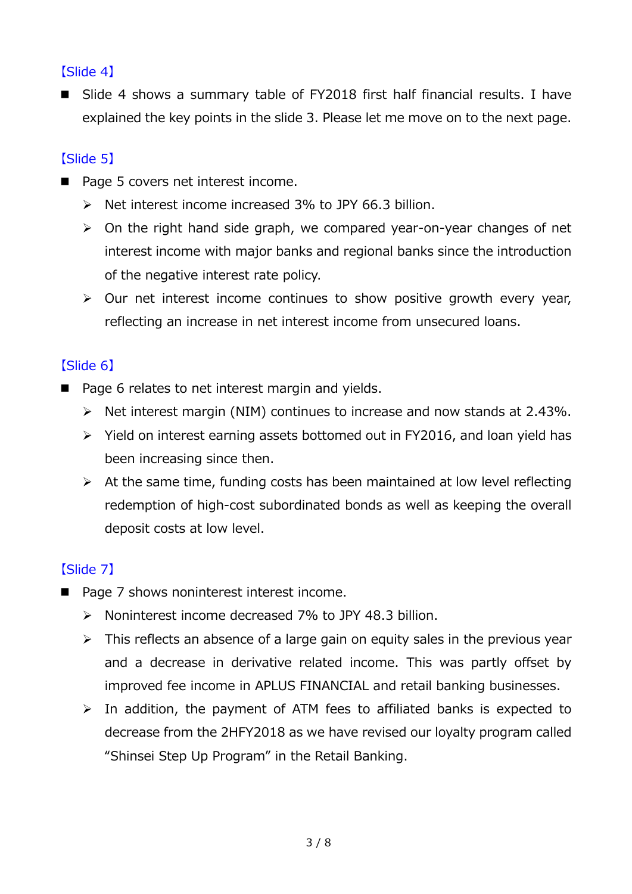【Slide 4】

- Slide 4 shows a summary table of FY2018 first half financial results. I have explained the key points in the slide 3. Please let me move on to the next page.

【Slide 5】

- Page 5 covers net interest income.
  - Net interest income increased 3% to JPY 66.3 billion.
  - On the right hand side graph, we compared year-on-year changes of net interest income with major banks and regional banks since the introduction of the negative interest rate policy.
  - Our net interest income continues to show positive growth every year, reflecting an increase in net interest income from unsecured loans.

【Slide 6】

- Page 6 relates to net interest margin and yields.
  - Net interest margin (NIM) continues to increase and now stands at 2.43%.
  - Yield on interest earning assets bottomed out in FY2016, and loan yield has been increasing since then.
  - At the same time, funding costs has been maintained at low level reflecting redemption of high-cost subordinated bonds as well as keeping the overall deposit costs at low level.

【Slide 7】

- Page 7 shows noninterest interest income.
  - Noninterest income decreased 7% to JPY 48.3 billion.
  - This reflects an absence of a large gain on equity sales in the previous year and a decrease in derivative related income. This was partly offset by improved fee income in APLUS FINANCIAL and retail banking businesses.
  - In addition, the payment of ATM fees to affiliated banks is expected to decrease from the 2HFY2018 as we have revised our loyalty program called "Shinsei Step Up Program" in the Retail Banking.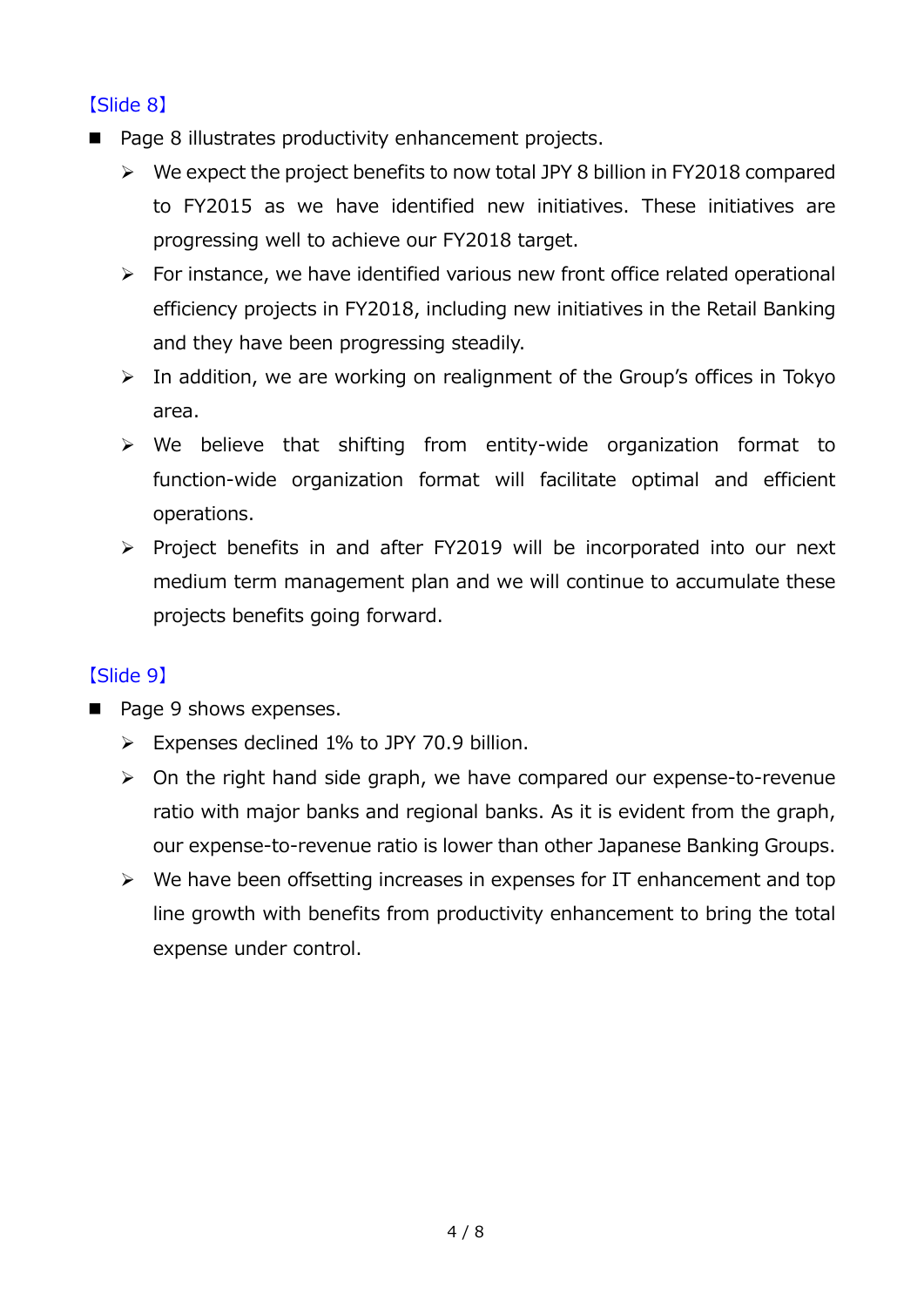【Slide 8】

- Page 8 illustrates productivity enhancement projects.
  - We expect the project benefits to now total JPY 8 billion in FY2018 compared to FY2015 as we have identified new initiatives. These initiatives are progressing well to achieve our FY2018 target.
  - For instance, we have identified various new front office related operational efficiency projects in FY2018, including new initiatives in the Retail Banking and they have been progressing steadily.
  - In addition, we are working on realignment of the Group's offices in Tokyo area.
  - We believe that shifting from entity-wide organization format to function-wide organization format will facilitate optimal and efficient operations.
  - Project benefits in and after FY2019 will be incorporated into our next medium term management plan and we will continue to accumulate these projects benefits going forward.

【Slide 9】

- Page 9 shows expenses.
  - Expenses declined 1% to JPY 70.9 billion.
  - On the right hand side graph, we have compared our expense-to-revenue ratio with major banks and regional banks. As it is evident from the graph, our expense-to-revenue ratio is lower than other Japanese Banking Groups.
  - We have been offsetting increases in expenses for IT enhancement and top line growth with benefits from productivity enhancement to bring the total expense under control.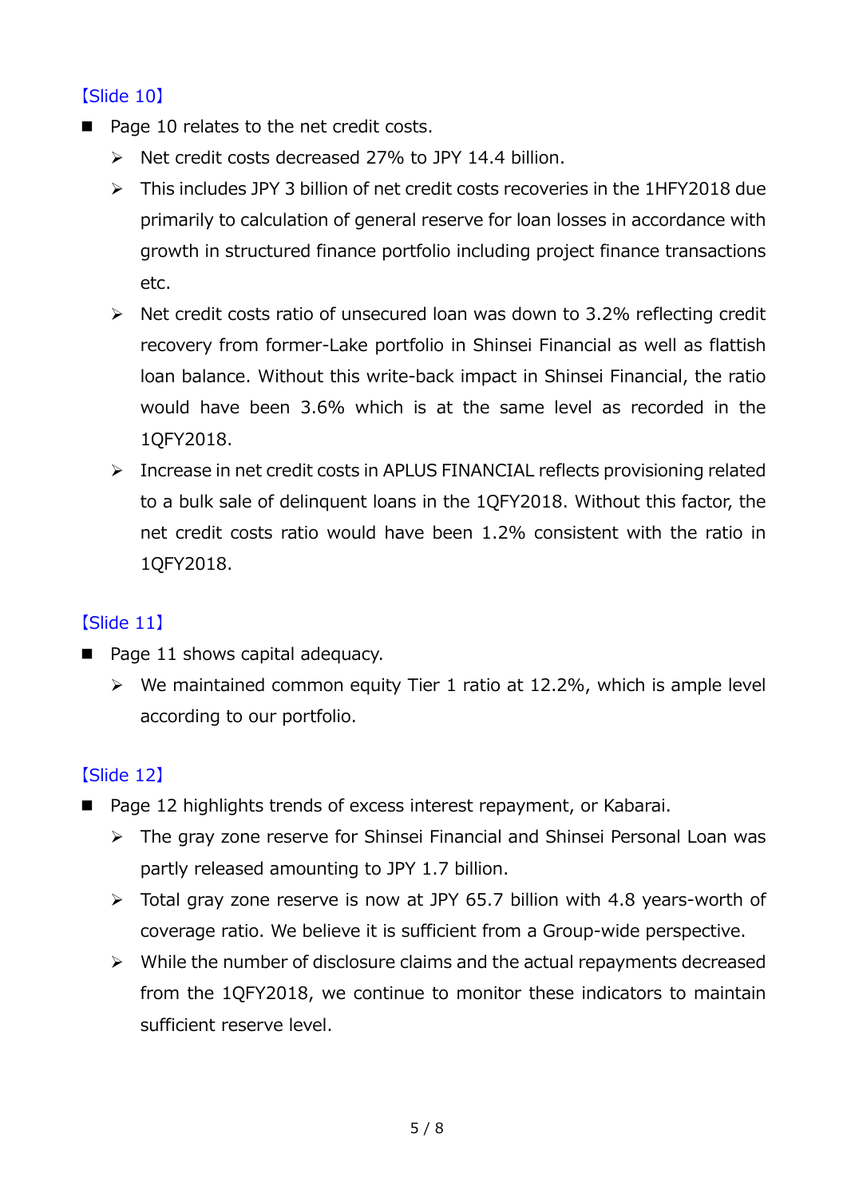【Slide 10】

- Page 10 relates to the net credit costs.
  - Net credit costs decreased 27% to JPY 14.4 billion.
  - This includes JPY 3 billion of net credit costs recoveries in the 1HFY2018 due primarily to calculation of general reserve for loan losses in accordance with growth in structured finance portfolio including project finance transactions etc.
  - Net credit costs ratio of unsecured loan was down to 3.2% reflecting credit recovery from former-Lake portfolio in Shinsei Financial as well as flattish loan balance. Without this write-back impact in Shinsei Financial, the ratio would have been 3.6% which is at the same level as recorded in the 1QFY2018.
  - Increase in net credit costs in APLUS FINANCIAL reflects provisioning related to a bulk sale of delinquent loans in the 1QFY2018. Without this factor, the net credit costs ratio would have been 1.2% consistent with the ratio in 1QFY2018.

【Slide 11】

- Page 11 shows capital adequacy.
  - We maintained common equity Tier 1 ratio at 12.2%, which is ample level according to our portfolio.

【Slide 12】

- Page 12 highlights trends of excess interest repayment, or Kabarai.
  - The gray zone reserve for Shinsei Financial and Shinsei Personal Loan was partly released amounting to JPY 1.7 billion.
  - Total gray zone reserve is now at JPY 65.7 billion with 4.8 years-worth of coverage ratio. We believe it is sufficient from a Group-wide perspective.
  - While the number of disclosure claims and the actual repayments decreased from the 1QFY2018, we continue to monitor these indicators to maintain sufficient reserve level.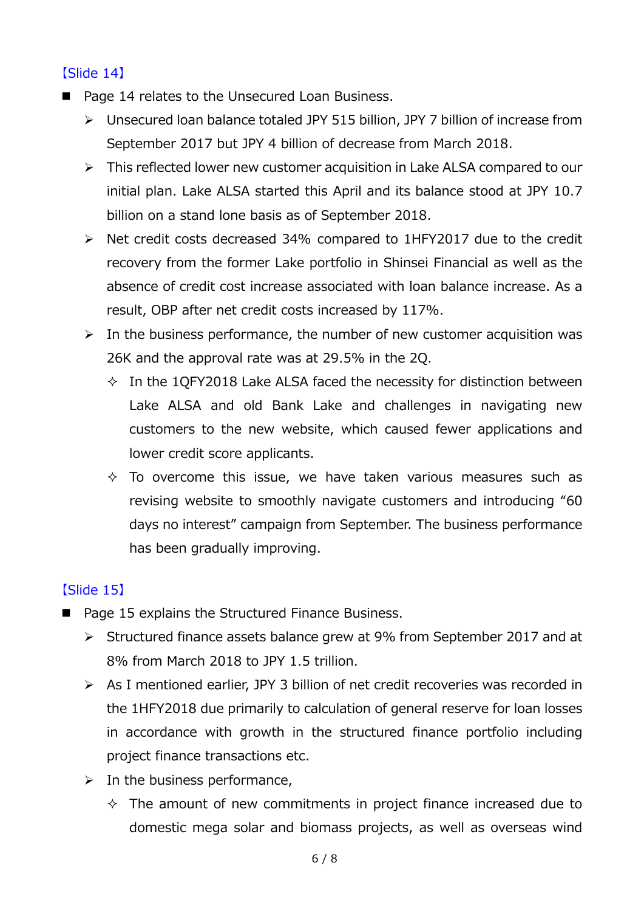【Slide 14】

- Page 14 relates to the Unsecured Loan Business.
  - Unsecured loan balance totaled JPY 515 billion, JPY 7 billion of increase from September 2017 but JPY 4 billion of decrease from March 2018.
  - This reflected lower new customer acquisition in Lake ALSA compared to our initial plan. Lake ALSA started this April and its balance stood at JPY 10.7 billion on a stand lone basis as of September 2018.
  - Net credit costs decreased 34% compared to 1HFY2017 due to the credit recovery from the former Lake portfolio in Shinsei Financial as well as the absence of credit cost increase associated with loan balance increase. As a result, OBP after net credit costs increased by 117%.
  - In the business performance, the number of new customer acquisition was 26K and the approval rate was at 29.5% in the 2Q.
    - In the 1QFY2018 Lake ALSA faced the necessity for distinction between Lake ALSA and old Bank Lake and challenges in navigating new customers to the new website, which caused fewer applications and lower credit score applicants.
    - To overcome this issue, we have taken various measures such as revising website to smoothly navigate customers and introducing "60 days no interest" campaign from September. The business performance has been gradually improving.

【Slide 15】

- Page 15 explains the Structured Finance Business.
  - Structured finance assets balance grew at 9% from September 2017 and at 8% from March 2018 to JPY 1.5 trillion.
  - As I mentioned earlier, JPY 3 billion of net credit recoveries was recorded in the 1HFY2018 due primarily to calculation of general reserve for loan losses in accordance with growth in the structured finance portfolio including project finance transactions etc.
  - In the business performance,
    - The amount of new commitments in project finance increased due to domestic mega solar and biomass projects, as well as overseas wind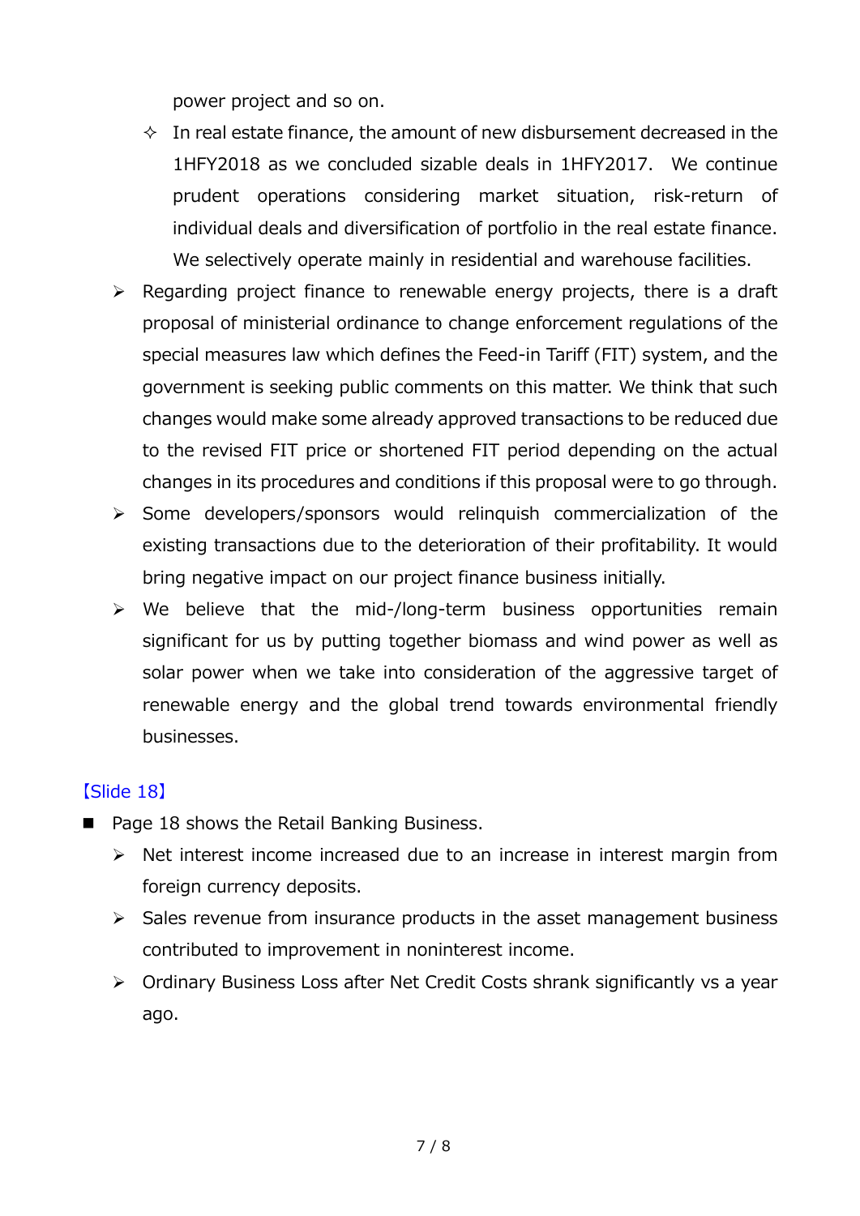power project and so on.

- ✧ In real estate finance, the amount of new disbursement decreased in the 1HFY2018 as we concluded sizable deals in 1HFY2017. We continue prudent operations considering market situation, risk-return of individual deals and diversification of portfolio in the real estate finance. We selectively operate mainly in residential and warehouse facilities.

- ➢ Regarding project finance to renewable energy projects, there is a draft proposal of ministerial ordinance to change enforcement regulations of the special measures law which defines the Feed-in Tariff (FIT) system, and the government is seeking public comments on this matter. We think that such changes would make some already approved transactions to be reduced due to the revised FIT price or shortened FIT period depending on the actual changes in its procedures and conditions if this proposal were to go through.
- ➢ Some developers/sponsors would relinquish commercialization of the existing transactions due to the deterioration of their profitability. It would bring negative impact on our project finance business initially.
- ➢ We believe that the mid-/long-term business opportunities remain significant for us by putting together biomass and wind power as well as solar power when we take into consideration of the aggressive target of renewable energy and the global trend towards environmental friendly businesses.

【Slide 18】

- ■ Page 18 shows the Retail Banking Business.
  - ➢ Net interest income increased due to an increase in interest margin from foreign currency deposits.
  - ➢ Sales revenue from insurance products in the asset management business contributed to improvement in noninterest income.
  - ➢ Ordinary Business Loss after Net Credit Costs shrank significantly vs a year ago.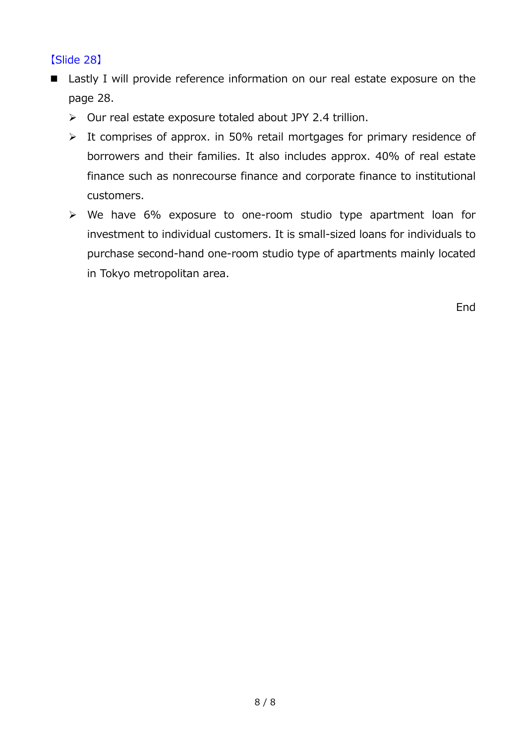【Slide 28】

- Lastly I will provide reference information on our real estate exposure on the page 28.
  - Our real estate exposure totaled about JPY 2.4 trillion.
  - It comprises of approx. in 50% retail mortgages for primary residence of borrowers and their families. It also includes approx. 40% of real estate finance such as nonrecourse finance and corporate finance to institutional customers.
  - We have 6% exposure to one-room studio type apartment loan for investment to individual customers. It is small-sized loans for individuals to purchase second-hand one-room studio type of apartments mainly located in Tokyo metropolitan area.

End